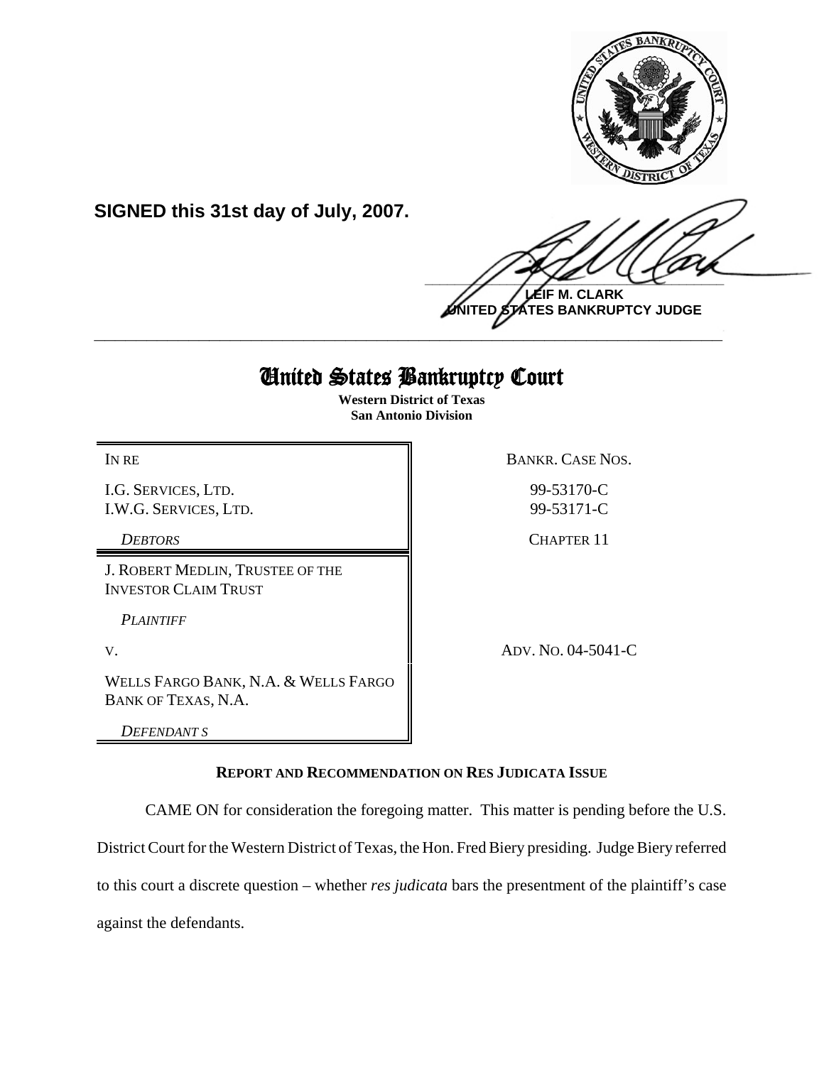**SIGNED this 31st day of July, 2007.**

**LEIF M. CLARK**
**UNITED STATES BANKRUPTCY JUDGE**

---

# United States Bankruptcy Court

**Western District of Texas**
**San Antonio Division**

| | |
|---|---|
| IN RE | BANKR. CASE NOS. |
| I.G. SERVICES, LTD. | 99-53170-C |
| I.W.G. SERVICES, LTD. | 99-53171-C |
| *DEBTORS* | CHAPTER 11 |
| J. ROBERT MEDLIN, TRUSTEE OF THE INVESTOR CLAIM TRUST | |
| *PLAINTIFF* | |
| V. | ADV. NO. 04-5041-C |
| WELLS FARGO BANK, N.A. & WELLS FARGO BANK OF TEXAS, N.A. | |
| *DEFENDANTS* | |

**REPORT AND RECOMMENDATION ON RES JUDICATA ISSUE**

CAME ON for consideration the foregoing matter. This matter is pending before the U.S. District Court for the Western District of Texas, the Hon. Fred Biery presiding. Judge Biery referred to this court a discrete question – whether *res judicata* bars the presentment of the plaintiff's case against the defendants.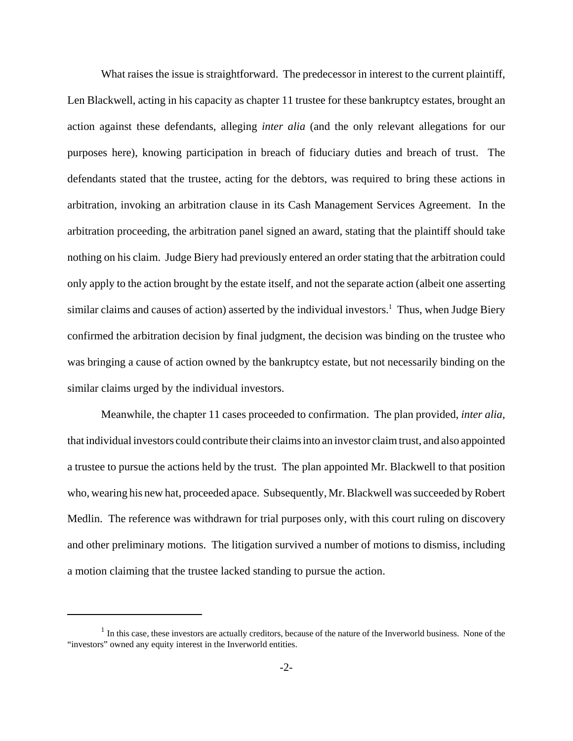What raises the issue is straightforward. The predecessor in interest to the current plaintiff, Len Blackwell, acting in his capacity as chapter 11 trustee for these bankruptcy estates, brought an action against these defendants, alleging *inter alia* (and the only relevant allegations for our purposes here), knowing participation in breach of fiduciary duties and breach of trust. The defendants stated that the trustee, acting for the debtors, was required to bring these actions in arbitration, invoking an arbitration clause in its Cash Management Services Agreement. In the arbitration proceeding, the arbitration panel signed an award, stating that the plaintiff should take nothing on his claim. Judge Biery had previously entered an order stating that the arbitration could only apply to the action brought by the estate itself, and not the separate action (albeit one asserting similar claims and causes of action) asserted by the individual investors.[1] Thus, when Judge Biery confirmed the arbitration decision by final judgment, the decision was binding on the trustee who was bringing a cause of action owned by the bankruptcy estate, but not necessarily binding on the similar claims urged by the individual investors.

Meanwhile, the chapter 11 cases proceeded to confirmation. The plan provided, *inter alia*, that individual investors could contribute their claims into an investor claim trust, and also appointed a trustee to pursue the actions held by the trust. The plan appointed Mr. Blackwell to that position who, wearing his new hat, proceeded apace. Subsequently, Mr. Blackwell was succeeded by Robert Medlin. The reference was withdrawn for trial purposes only, with this court ruling on discovery and other preliminary motions. The litigation survived a number of motions to dismiss, including a motion claiming that the trustee lacked standing to pursue the action.

---

[1] In this case, these investors are actually creditors, because of the nature of the Inverworld business. None of the "investors" owned any equity interest in the Inverworld entities.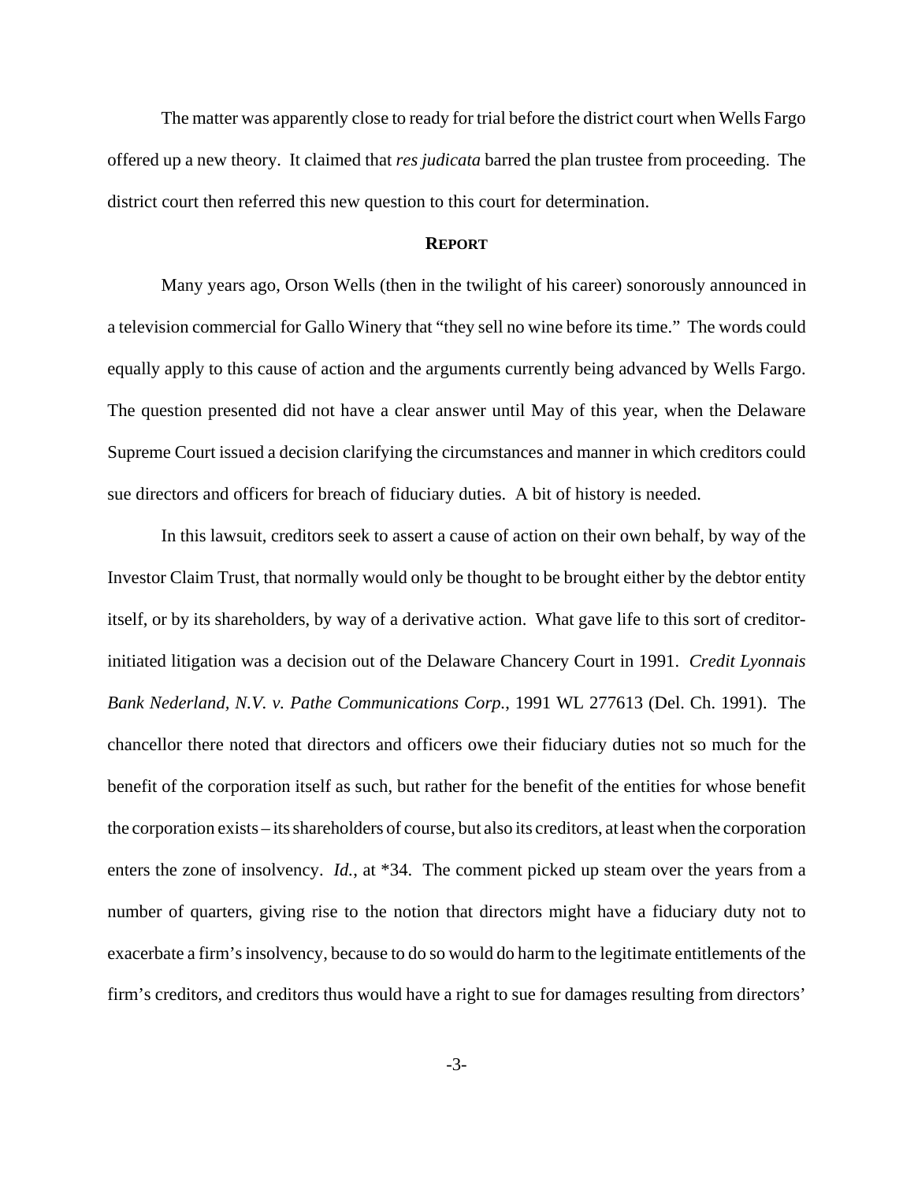The matter was apparently close to ready for trial before the district court when Wells Fargo offered up a new theory. It claimed that *res judicata* barred the plan trustee from proceeding. The district court then referred this new question to this court for determination.

## **REPORT**

Many years ago, Orson Wells (then in the twilight of his career) sonorously announced in a television commercial for Gallo Winery that "they sell no wine before its time." The words could equally apply to this cause of action and the arguments currently being advanced by Wells Fargo. The question presented did not have a clear answer until May of this year, when the Delaware Supreme Court issued a decision clarifying the circumstances and manner in which creditors could sue directors and officers for breach of fiduciary duties. A bit of history is needed.

In this lawsuit, creditors seek to assert a cause of action on their own behalf, by way of the Investor Claim Trust, that normally would only be thought to be brought either by the debtor entity itself, or by its shareholders, by way of a derivative action. What gave life to this sort of creditor-initiated litigation was a decision out of the Delaware Chancery Court in 1991. *Credit Lyonnais Bank Nederland, N.V. v. Pathe Communications Corp.*, 1991 WL 277613 (Del. Ch. 1991). The chancellor there noted that directors and officers owe their fiduciary duties not so much for the benefit of the corporation itself as such, but rather for the benefit of the entities for whose benefit the corporation exists – its shareholders of course, but also its creditors, at least when the corporation enters the zone of insolvency. *Id.*, at *34. The comment picked up steam over the years from a number of quarters, giving rise to the notion that directors might have a fiduciary duty not to exacerbate a firm's insolvency, because to do so would do harm to the legitimate entitlements of the firm's creditors, and creditors thus would have a right to sue for damages resulting from directors'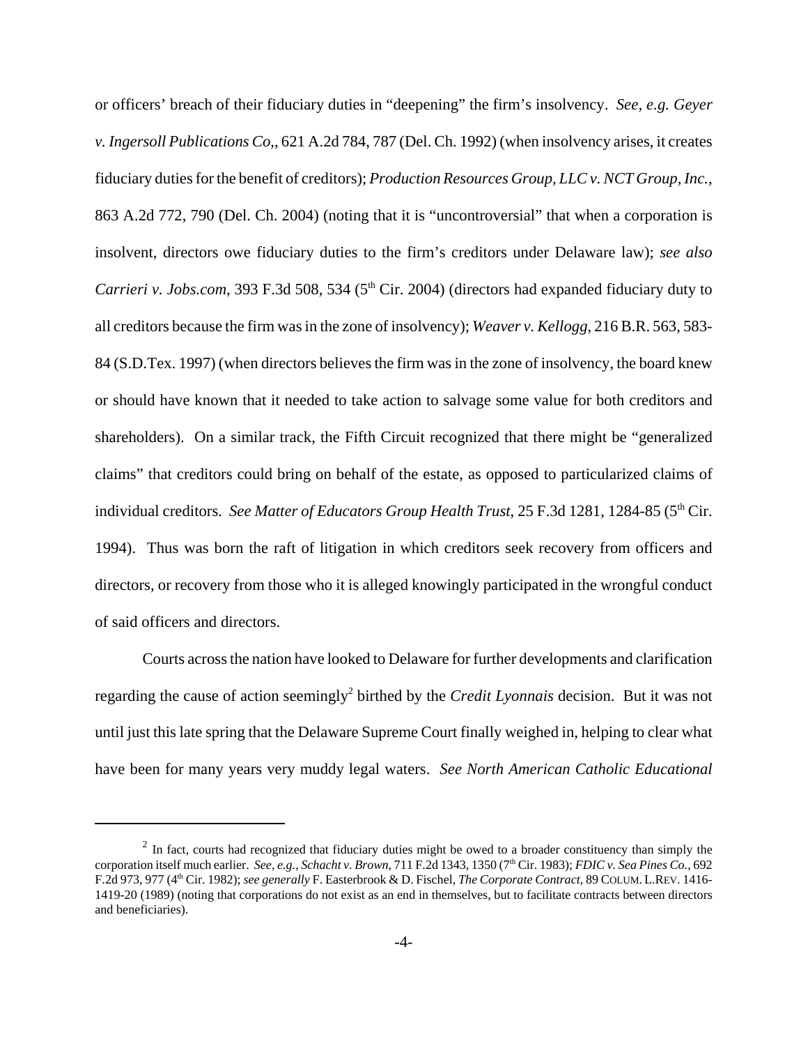or officers' breach of their fiduciary duties in "deepening" the firm's insolvency. *See, e.g. Geyer v. Ingersoll Publications Co,*, 621 A.2d 784, 787 (Del. Ch. 1992) (when insolvency arises, it creates fiduciary duties for the benefit of creditors); *Production Resources Group, LLC v. NCT Group, Inc.*, 863 A.2d 772, 790 (Del. Ch. 2004) (noting that it is "uncontroversial" that when a corporation is insolvent, directors owe fiduciary duties to the firm's creditors under Delaware law); *see also Carrieri v. Jobs.com*, 393 F.3d 508, 534 (5th Cir. 2004) (directors had expanded fiduciary duty to all creditors because the firm was in the zone of insolvency); *Weaver v. Kellogg*, 216 B.R. 563, 583-84 (S.D.Tex. 1997) (when directors believes the firm was in the zone of insolvency, the board knew or should have known that it needed to take action to salvage some value for both creditors and shareholders). On a similar track, the Fifth Circuit recognized that there might be "generalized claims" that creditors could bring on behalf of the estate, as opposed to particularized claims of individual creditors. *See Matter of Educators Group Health Trust*, 25 F.3d 1281, 1284-85 (5th Cir. 1994). Thus was born the raft of litigation in which creditors seek recovery from officers and directors, or recovery from those who it is alleged knowingly participated in the wrongful conduct of said officers and directors.

Courts across the nation have looked to Delaware for further developments and clarification regarding the cause of action seemingly[2] birthed by the *Credit Lyonnais* decision. But it was not until just this late spring that the Delaware Supreme Court finally weighed in, helping to clear what have been for many years very muddy legal waters. *See North American Catholic Educational*

[2] In fact, courts had recognized that fiduciary duties might be owed to a broader constituency than simply the corporation itself much earlier. *See, e.g., Schacht v. Brown*, 711 F.2d 1343, 1350 (7th Cir. 1983); *FDIC v. Sea Pines Co.*, 692 F.2d 973, 977 (4th Cir. 1982); *see generally* F. Easterbrook & D. Fischel, *The Corporate Contract*, 89 COLUM. L.REV. 1416-1419-20 (1989) (noting that corporations do not exist as an end in themselves, but to facilitate contracts between directors and beneficiaries).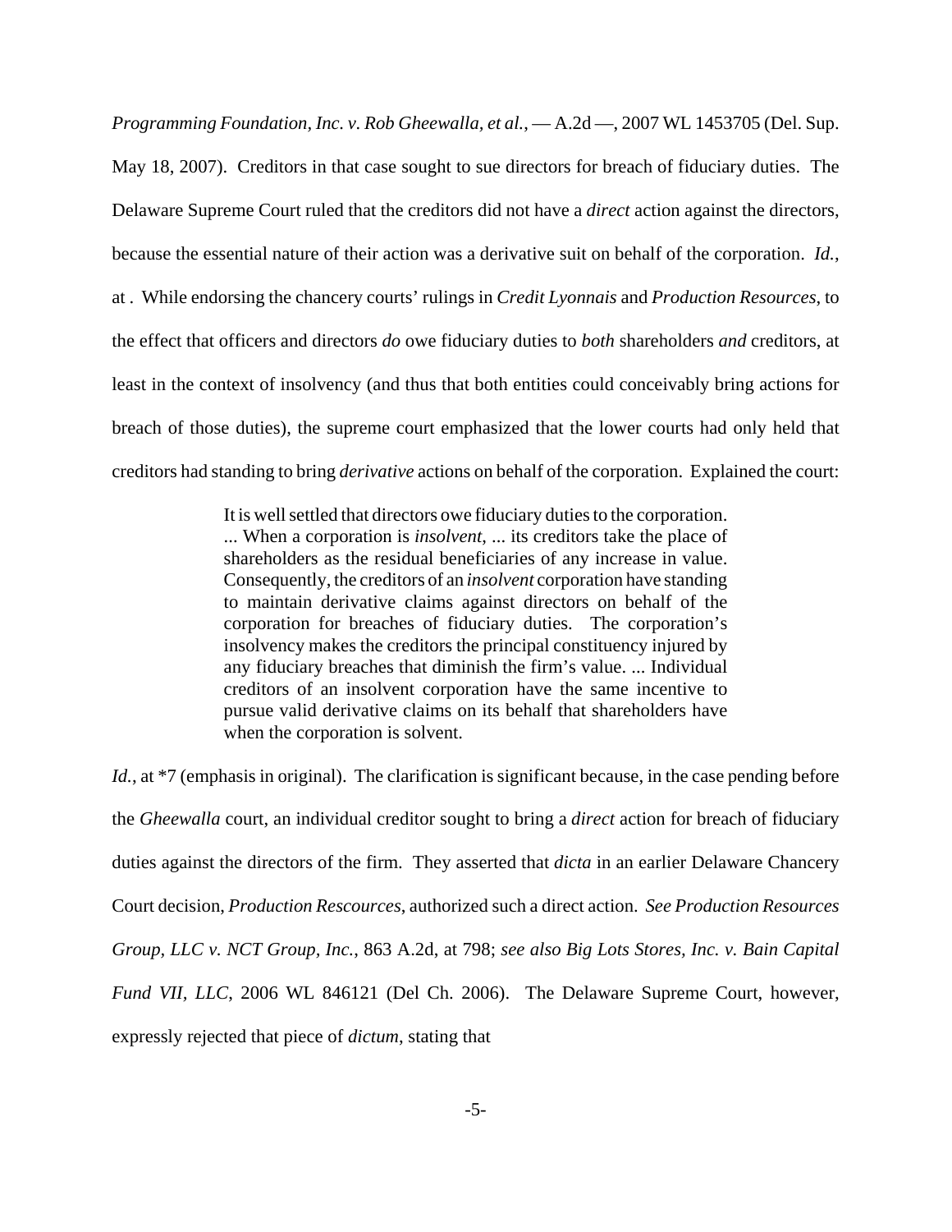*Programming Foundation, Inc. v. Rob Gheewalla, et al.*, — A.2d —, 2007 WL 1453705 (Del. Sup. May 18, 2007). Creditors in that case sought to sue directors for breach of fiduciary duties. The Delaware Supreme Court ruled that the creditors did not have a *direct* action against the directors, because the essential nature of their action was a derivative suit on behalf of the corporation. *Id.*, at . While endorsing the chancery courts' rulings in *Credit Lyonnais* and *Production Resources*, to the effect that officers and directors *do* owe fiduciary duties to *both* shareholders *and* creditors, at least in the context of insolvency (and thus that both entities could conceivably bring actions for breach of those duties), the supreme court emphasized that the lower courts had only held that creditors had standing to bring *derivative* actions on behalf of the corporation. Explained the court:

> It is well settled that directors owe fiduciary duties to the corporation. ... When a corporation is *insolvent*, ... its creditors take the place of shareholders as the residual beneficiaries of any increase in value. Consequently, the creditors of an *insolvent* corporation have standing to maintain derivative claims against directors on behalf of the corporation for breaches of fiduciary duties. The corporation's insolvency makes the creditors the principal constituency injured by any fiduciary breaches that diminish the firm's value. ... Individual creditors of an insolvent corporation have the same incentive to pursue valid derivative claims on its behalf that shareholders have when the corporation is solvent.

*Id.*, at *7 (emphasis in original). The clarification is significant because, in the case pending before the *Gheewalla* court, an individual creditor sought to bring a *direct* action for breach of fiduciary duties against the directors of the firm. They asserted that *dicta* in an earlier Delaware Chancery Court decision, *Production Rescources*, authorized such a direct action. *See Production Resources Group, LLC v. NCT Group, Inc.*, 863 A.2d, at 798; *see also Big Lots Stores, Inc. v. Bain Capital Fund VII, LLC*, 2006 WL 846121 (Del Ch. 2006). The Delaware Supreme Court, however, expressly rejected that piece of *dictum*, stating that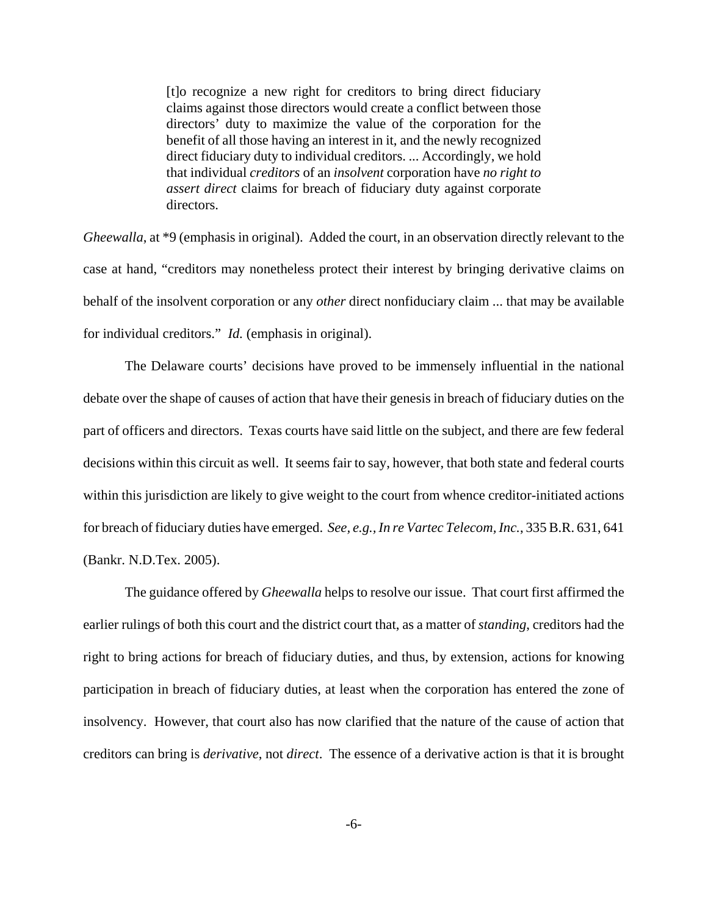> [t]o recognize a new right for creditors to bring direct fiduciary claims against those directors would create a conflict between those directors' duty to maximize the value of the corporation for the benefit of all those having an interest in it, and the newly recognized direct fiduciary duty to individual creditors. ... Accordingly, we hold that individual *creditors* of an *insolvent* corporation have *no right to assert direct* claims for breach of fiduciary duty against corporate directors.

*Gheewalla*, at *9 (emphasis in original). Added the court, in an observation directly relevant to the case at hand, "creditors may nonetheless protect their interest by bringing derivative claims on behalf of the insolvent corporation or any *other* direct nonfiduciary claim ... that may be available for individual creditors." *Id.* (emphasis in original).

The Delaware courts' decisions have proved to be immensely influential in the national debate over the shape of causes of action that have their genesis in breach of fiduciary duties on the part of officers and directors. Texas courts have said little on the subject, and there are few federal decisions within this circuit as well. It seems fair to say, however, that both state and federal courts within this jurisdiction are likely to give weight to the court from whence creditor-initiated actions for breach of fiduciary duties have emerged. *See, e.g., In re Vartec Telecom, Inc.*, 335 B.R. 631, 641 (Bankr. N.D.Tex. 2005).

The guidance offered by *Gheewalla* helps to resolve our issue. That court first affirmed the earlier rulings of both this court and the district court that, as a matter of *standing*, creditors had the right to bring actions for breach of fiduciary duties, and thus, by extension, actions for knowing participation in breach of fiduciary duties, at least when the corporation has entered the zone of insolvency. However, that court also has now clarified that the nature of the cause of action that creditors can bring is *derivative*, not *direct*. The essence of a derivative action is that it is brought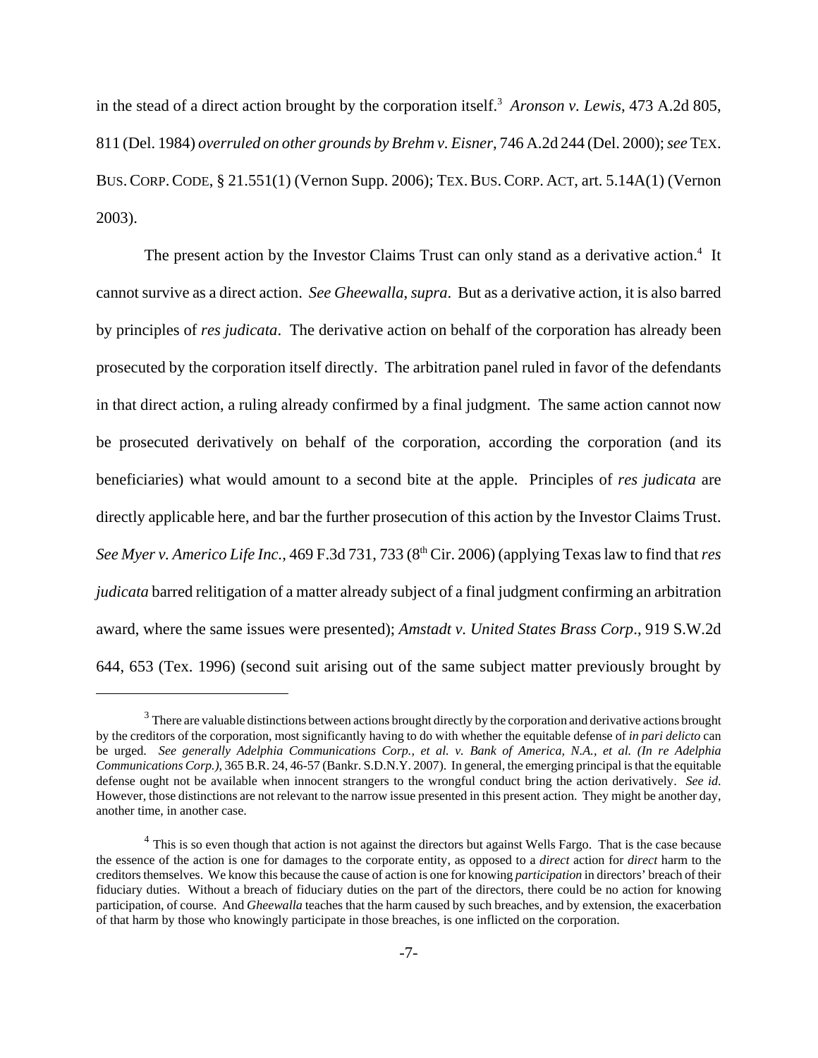in the stead of a direct action brought by the corporation itself.[3] *Aronson v. Lewis*, 473 A.2d 805, 811 (Del. 1984) *overruled on other grounds by Brehm v. Eisner*, 746 A.2d 244 (Del. 2000); *see* TEX. BUS. CORP. CODE, § 21.551(1) (Vernon Supp. 2006); TEX. BUS. CORP. ACT, art. 5.14A(1) (Vernon 2003).

The present action by the Investor Claims Trust can only stand as a derivative action.[4] It cannot survive as a direct action. *See Gheewalla*, *supra*. But as a derivative action, it is also barred by principles of *res judicata*. The derivative action on behalf of the corporation has already been prosecuted by the corporation itself directly. The arbitration panel ruled in favor of the defendants in that direct action, a ruling already confirmed by a final judgment. The same action cannot now be prosecuted derivatively on behalf of the corporation, according the corporation (and its beneficiaries) what would amount to a second bite at the apple. Principles of *res judicata* are directly applicable here, and bar the further prosecution of this action by the Investor Claims Trust. *See Myer v. Americo Life Inc.*, 469 F.3d 731, 733 (8th Cir. 2006) (applying Texas law to find that *res judicata* barred relitigation of a matter already subject of a final judgment confirming an arbitration award, where the same issues were presented); *Amstadt v. United States Brass Corp*., 919 S.W.2d 644, 653 (Tex. 1996) (second suit arising out of the same subject matter previously brought by

---

[3] There are valuable distinctions between actions brought directly by the corporation and derivative actions brought by the creditors of the corporation, most significantly having to do with whether the equitable defense of *in pari delicto* can be urged. *See generally Adelphia Communications Corp., et al. v. Bank of America, N.A., et al. (In re Adelphia Communications Corp.)*, 365 B.R. 24, 46-57 (Bankr. S.D.N.Y. 2007). In general, the emerging principal is that the equitable defense ought not be available when innocent strangers to the wrongful conduct bring the action derivatively. *See id*. However, those distinctions are not relevant to the narrow issue presented in this present action. They might be another day, another time, in another case.

[4] This is so even though that action is not against the directors but against Wells Fargo. That is the case because the essence of the action is one for damages to the corporate entity, as opposed to a *direct* action for *direct* harm to the creditors themselves. We know this because the cause of action is one for knowing *participation* in directors' breach of their fiduciary duties. Without a breach of fiduciary duties on the part of the directors, there could be no action for knowing participation, of course. And *Gheewalla* teaches that the harm caused by such breaches, and by extension, the exacerbation of that harm by those who knowingly participate in those breaches, is one inflicted on the corporation.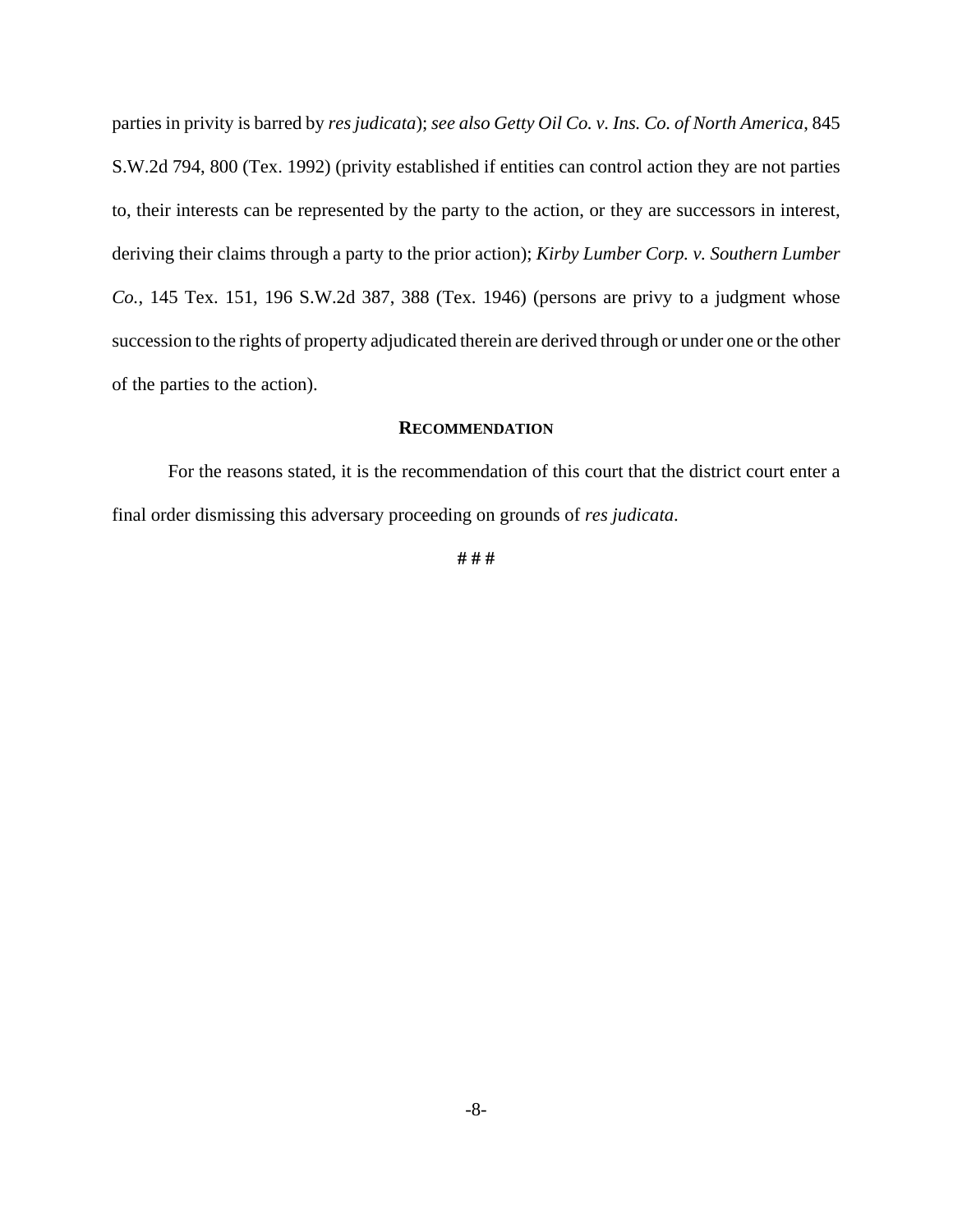parties in privity is barred by *res judicata*); *see also Getty Oil Co. v. Ins. Co. of North America*, 845 S.W.2d 794, 800 (Tex. 1992) (privity established if entities can control action they are not parties to, their interests can be represented by the party to the action, or they are successors in interest, deriving their claims through a party to the prior action); *Kirby Lumber Corp. v. Southern Lumber Co.*, 145 Tex. 151, 196 S.W.2d 387, 388 (Tex. 1946) (persons are privy to a judgment whose succession to the rights of property adjudicated therein are derived through or under one or the other of the parties to the action).

## RECOMMENDATION

For the reasons stated, it is the recommendation of this court that the district court enter a final order dismissing this adversary proceeding on grounds of *res judicata*.

**# # #**